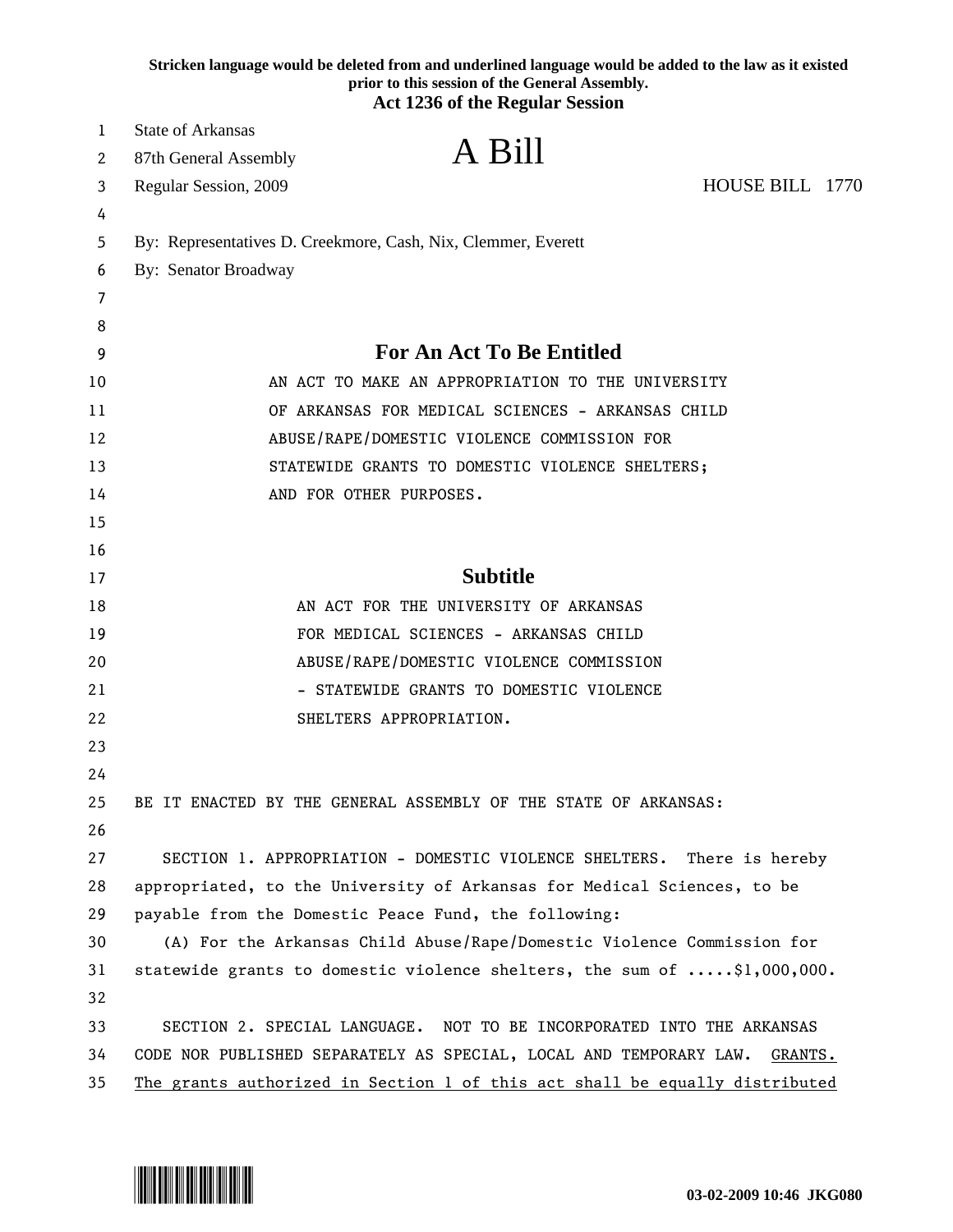Stricken language would be deleted from and underlined language would be added to the law as it existed prior to this session of the General Assembly.

**Act 1236 of the Regular Session**

State of Arkansas
87th General Assembly
Regular Session, 2009

# A Bill

HOUSE BILL 1770

By: Representatives D. Creekmore, Cash, Nix, Clemmer, Everett
By: Senator Broadway

## For An Act To Be Entitled

AN ACT TO MAKE AN APPROPRIATION TO THE UNIVERSITY OF ARKANSAS FOR MEDICAL SCIENCES - ARKANSAS CHILD ABUSE/RAPE/DOMESTIC VIOLENCE COMMISSION FOR STATEWIDE GRANTS TO DOMESTIC VIOLENCE SHELTERS; AND FOR OTHER PURPOSES.

## Subtitle

AN ACT FOR THE UNIVERSITY OF ARKANSAS FOR MEDICAL SCIENCES - ARKANSAS CHILD ABUSE/RAPE/DOMESTIC VIOLENCE COMMISSION - STATEWIDE GRANTS TO DOMESTIC VIOLENCE SHELTERS APPROPRIATION.

BE IT ENACTED BY THE GENERAL ASSEMBLY OF THE STATE OF ARKANSAS:

SECTION 1. APPROPRIATION - DOMESTIC VIOLENCE SHELTERS. There is hereby appropriated, to the University of Arkansas for Medical Sciences, to be payable from the Domestic Peace Fund, the following:

(A) For the Arkansas Child Abuse/Rape/Domestic Violence Commission for statewide grants to domestic violence shelters, the sum of .....$1,000,000.

SECTION 2. SPECIAL LANGUAGE. NOT TO BE INCORPORATED INTO THE ARKANSAS CODE NOR PUBLISHED SEPARATELY AS SPECIAL, LOCAL AND TEMPORARY LAW. <u>GRANTS. The grants authorized in Section 1 of this act shall be equally distributed</u>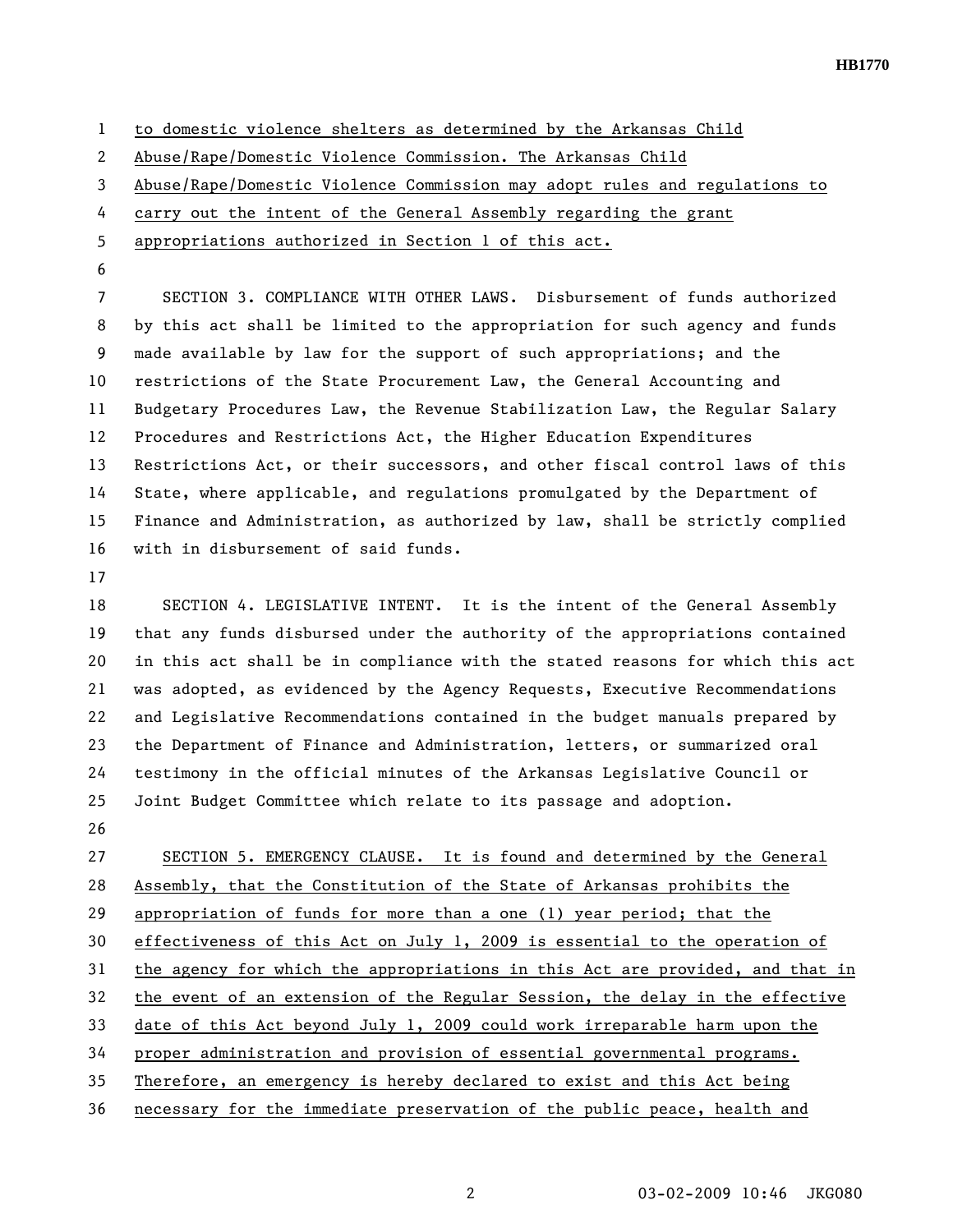to domestic violence shelters as determined by the Arkansas Child Abuse/Rape/Domestic Violence Commission. The Arkansas Child Abuse/Rape/Domestic Violence Commission may adopt rules and regulations to carry out the intent of the General Assembly regarding the grant appropriations authorized in Section 1 of this act.

SECTION 3. COMPLIANCE WITH OTHER LAWS. Disbursement of funds authorized by this act shall be limited to the appropriation for such agency and funds made available by law for the support of such appropriations; and the restrictions of the State Procurement Law, the General Accounting and Budgetary Procedures Law, the Revenue Stabilization Law, the Regular Salary Procedures and Restrictions Act, the Higher Education Expenditures Restrictions Act, or their successors, and other fiscal control laws of this State, where applicable, and regulations promulgated by the Department of Finance and Administration, as authorized by law, shall be strictly complied with in disbursement of said funds.

SECTION 4. LEGISLATIVE INTENT. It is the intent of the General Assembly that any funds disbursed under the authority of the appropriations contained in this act shall be in compliance with the stated reasons for which this act was adopted, as evidenced by the Agency Requests, Executive Recommendations and Legislative Recommendations contained in the budget manuals prepared by the Department of Finance and Administration, letters, or summarized oral testimony in the official minutes of the Arkansas Legislative Council or Joint Budget Committee which relate to its passage and adoption.

SECTION 5. EMERGENCY CLAUSE. It is found and determined by the General Assembly, that the Constitution of the State of Arkansas prohibits the appropriation of funds for more than a one (1) year period; that the effectiveness of this Act on July 1, 2009 is essential to the operation of the agency for which the appropriations in this Act are provided, and that in the event of an extension of the Regular Session, the delay in the effective date of this Act beyond July 1, 2009 could work irreparable harm upon the proper administration and provision of essential governmental programs. Therefore, an emergency is hereby declared to exist and this Act being necessary for the immediate preservation of the public peace, health and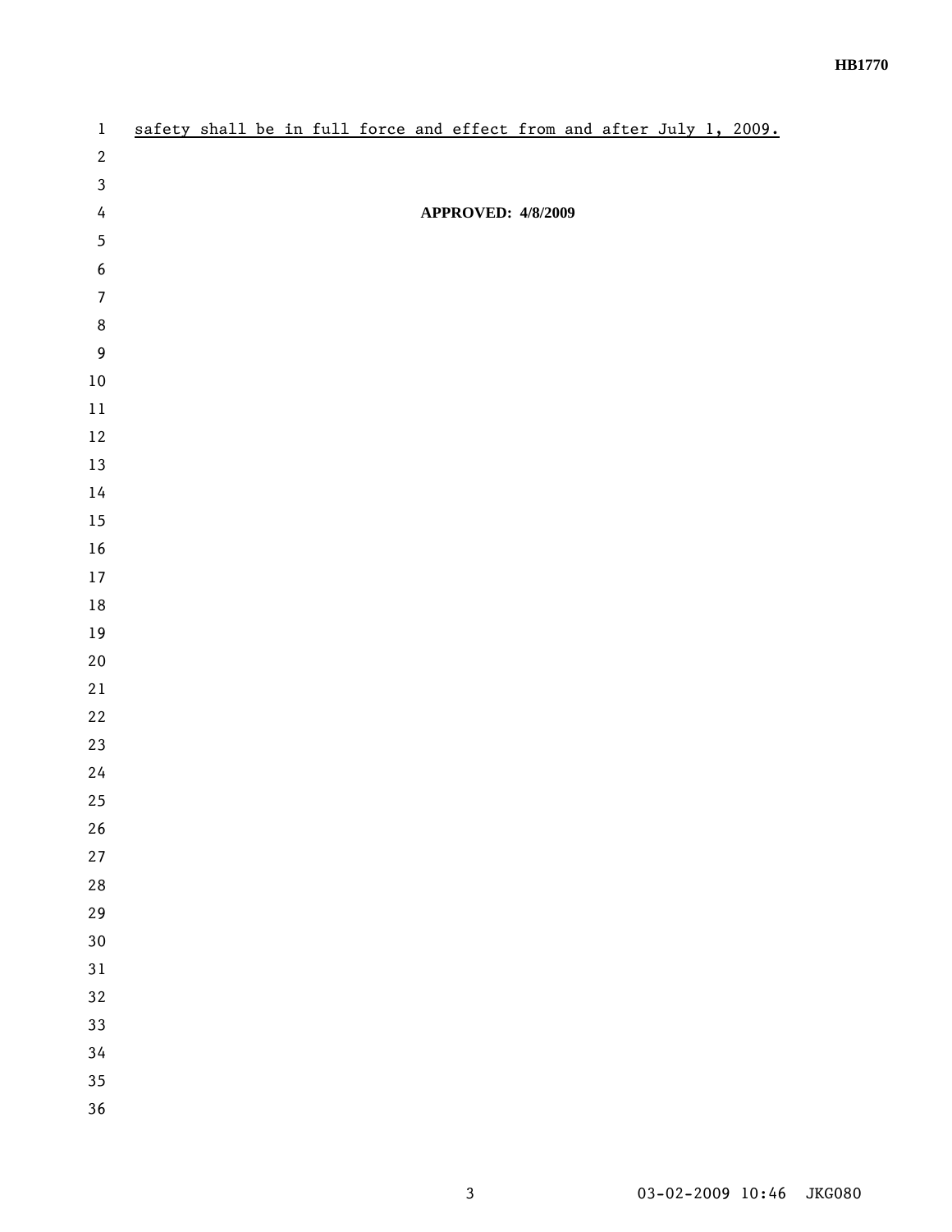<u>safety shall be in full force and effect from and after July 1, 2009.</u>

**APPROVED: 4/8/2009**